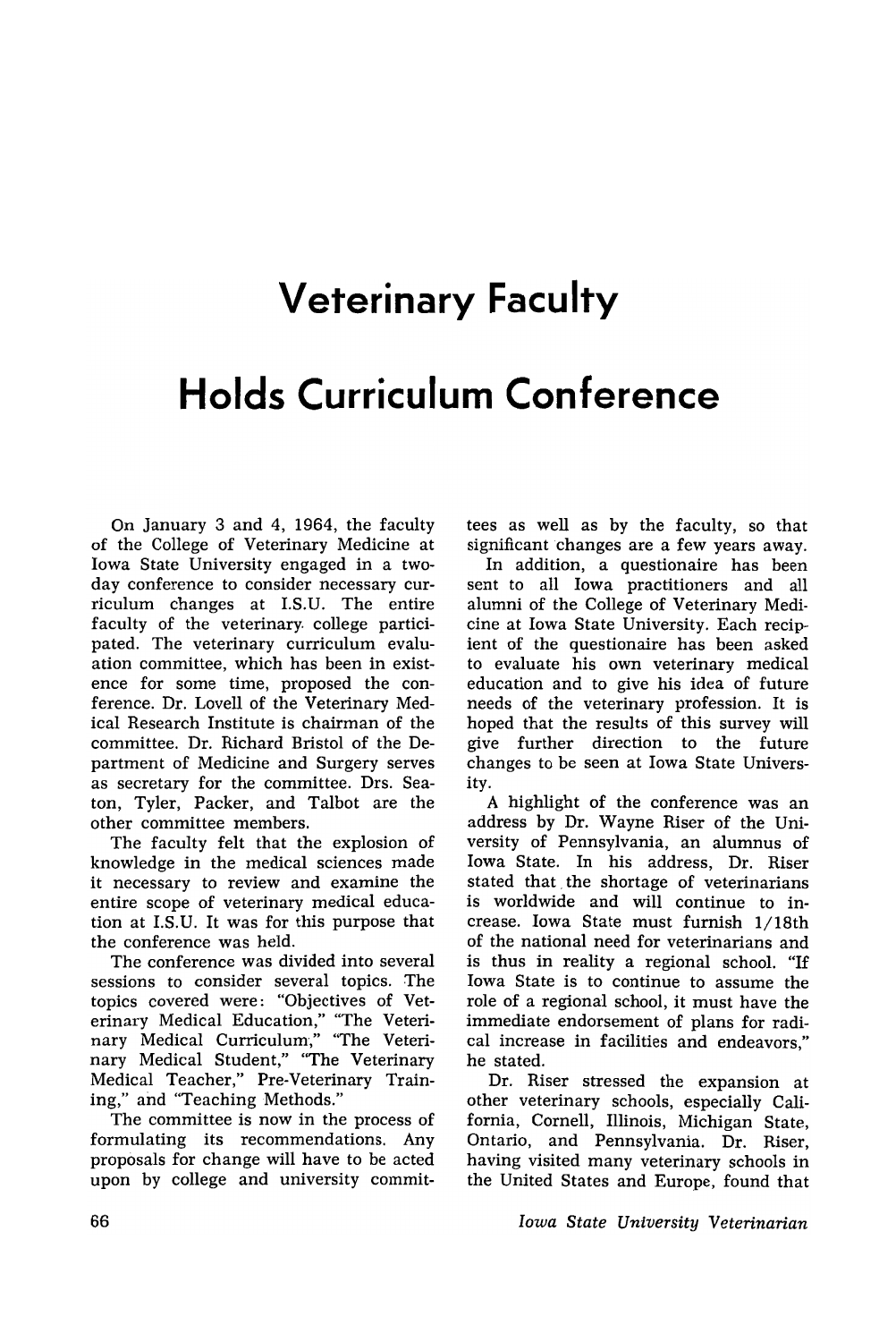# Veterinary Faculty

# Holds Curriculum Conference

On January 3 and 4, 1964, the faculty of the College of Veterinary Medicine at Iowa State University engaged in a two-day conference to consider necessary curriculum changes at I.S.U. The entire faculty of the veterinary college participated. The veterinary curriculum evaluation committee, which has been in existence for some time, proposed the conference. Dr. Lovell of the Veterinary Medical Research Institute is chairman of the committee. Dr. Richard Bristol of the Department of Medicine and Surgery serves as secretary for the committee. Drs. Seaton, Tyler, Packer, and Talbot are the other committee members.

The faculty felt that the explosion of knowledge in the medical sciences made it necessary to review and examine the entire scope of veterinary medical education at I.S.U. It was for this purpose that the conference was held.

The conference was divided into several sessions to consider several topics. The topics covered were: "Objectives of Veterinary Medical Education," "The Veterinary Medical Curriculum," "The Veterinary Medical Student," "The Veterinary Medical Teacher," Pre-Veterinary Training," and "Teaching Methods."

The committee is now in the process of formulating its recommendations. Any proposals for change will have to be acted upon by college and university committees as well as by the faculty, so that significant changes are a few years away.

In addition, a questionaire has been sent to all Iowa practitioners and all alumni of the College of Veterinary Medicine at Iowa State University. Each recipient of the questionaire has been asked to evaluate his own veterinary medical education and to give his idea of future needs of the veterinary profession. It is hoped that the results of this survey will give further direction to the future changes to be seen at Iowa State University.

A highlight of the conference was an address by Dr. Wayne Riser of the University of Pennsylvania, an alumnus of Iowa State. In his address, Dr. Riser stated that the shortage of veterinarians is worldwide and will continue to increase. Iowa State must furnish 1/18th of the national need for veterinarians and is thus in reality a regional school. "If Iowa State is to continue to assume the role of a regional school, it must have the immediate endorsement of plans for radical increase in facilities and endeavors," he stated.

Dr. Riser stressed the expansion at other veterinary schools, especially California, Cornell, Illinois, Michigan State, Ontario, and Pennsylvania. Dr. Riser, having visited many veterinary schools in the United States and Europe, found that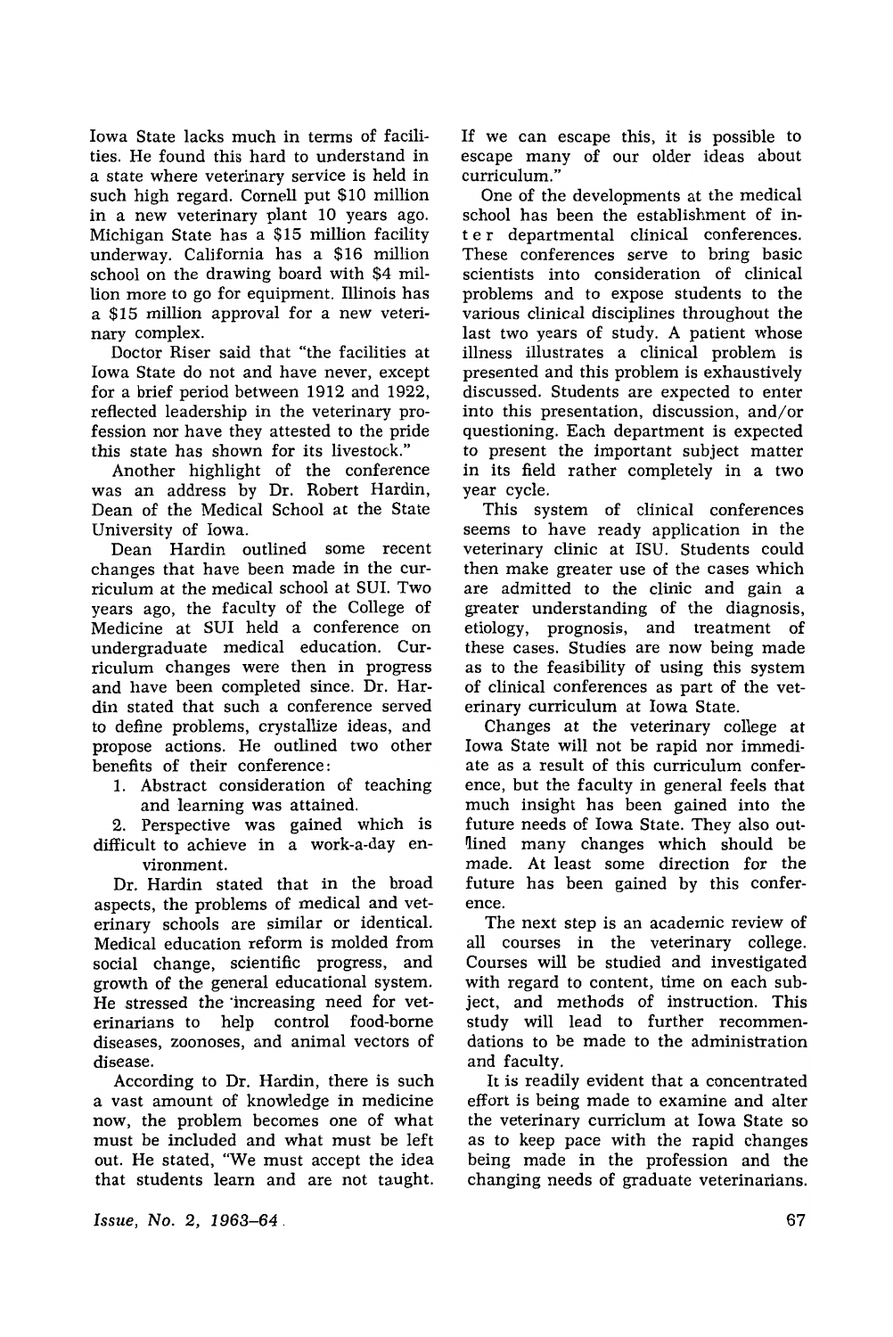Iowa State lacks much in terms of facilities. He found this hard to understand in a state where veterinary service is held in such high regard. Cornell put $10 million in a new veterinary plant 10 years ago. Michigan State has a $15 million facility underway. California has a $16 million school on the drawing board with $4 million more to go for equipment. Illinois has a $15 million approval for a new veterinary complex.

Doctor Riser said that "the facilities at Iowa State do not and have never, except for a brief period between 1912 and 1922, reflected leadership in the veterinary profession nor have they attested to the pride this state has shown for its livestock."

Another highlight of the conference was an address by Dr. Robert Hardin, Dean of the Medical School at the State University of Iowa.

Dean Hardin outlined some recent changes that have been made in the curriculum at the medical school at SUI. Two years ago, the faculty of the College of Medicine at SUI held a conference on undergraduate medical education. Curriculum changes were then in progress and have been completed since. Dr. Hardin stated that such a conference served to define problems, crystallize ideas, and propose actions. He outlined two other benefits of their conference:

1. Abstract consideration of teaching and learning was attained.
2. Perspective was gained which is difficult to achieve in a work-a-day environment.

Dr. Hardin stated that in the broad aspects, the problems of medical and veterinary schools are similar or identical. Medical education reform is molded from social change, scientific progress, and growth of the general educational system. He stressed the increasing need for veterinarians to help control food-borne diseases, zoonoses, and animal vectors of disease.

According to Dr. Hardin, there is such a vast amount of knowledge in medicine now, the problem becomes one of what must be included and what must be left out. He stated, "We must accept the idea that students learn and are not taught. If we can escape this, it is possible to escape many of our older ideas about curriculum."

One of the developments at the medical school has been the establishment of inter departmental clinical conferences. These conferences serve to bring basic scientists into consideration of clinical problems and to expose students to the various clinical disciplines throughout the last two years of study. A patient whose illness illustrates a clinical problem is presented and this problem is exhaustively discussed. Students are expected to enter into this presentation, discussion, and/or questioning. Each department is expected to present the important subject matter in its field rather completely in a two year cycle.

This system of clinical conferences seems to have ready application in the veterinary clinic at ISU. Students could then make greater use of the cases which are admitted to the clinic and gain a greater understanding of the diagnosis, etiology, prognosis, and treatment of these cases. Studies are now being made as to the feasibility of using this system of clinical conferences as part of the veterinary curriculum at Iowa State.

Changes at the veterinary college at Iowa State will not be rapid nor immediate as a result of this curriculum conference, but the faculty in general feels that much insight has been gained into the future needs of Iowa State. They also outlined many changes which should be made. At least some direction for the future has been gained by this conference.

The next step is an academic review of all courses in the veterinary college. Courses will be studied and investigated with regard to content, time on each subject, and methods of instruction. This study will lead to further recommendations to be made to the administration and faculty.

It is readily evident that a concentrated effort is being made to examine and alter the veterinary curriclum at Iowa State so as to keep pace with the rapid changes being made in the profession and the changing needs of graduate veterinarians.